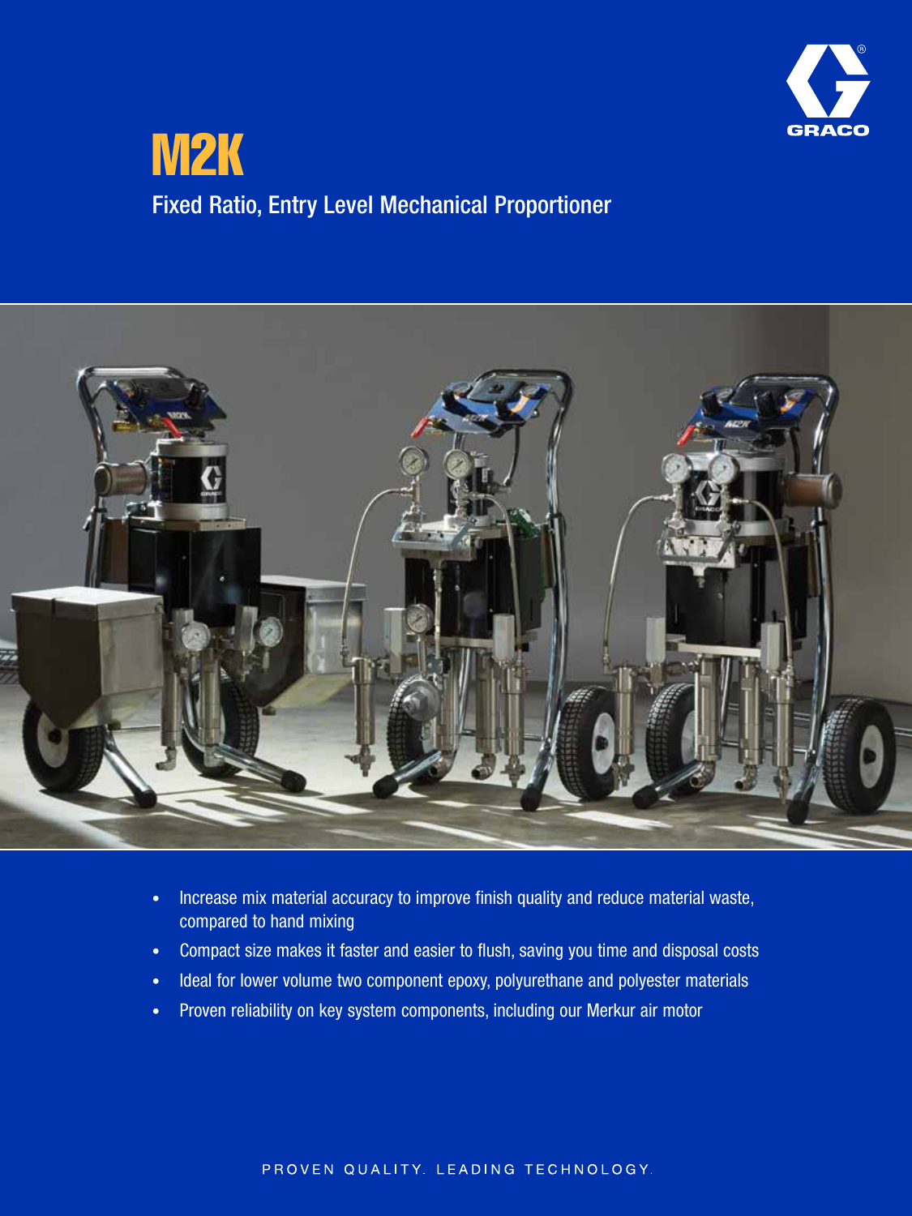# M2K

## Fixed Ratio, Entry Level Mechanical Proportioner

- Increase mix material accuracy to improve finish quality and reduce material waste, compared to hand mixing
- Compact size makes it faster and easier to flush, saving you time and disposal costs
- Ideal for lower volume two component epoxy, polyurethane and polyester materials
- Proven reliability on key system components, including our Merkur air motor

PROVEN QUALITY. LEADING TECHNOLOGY.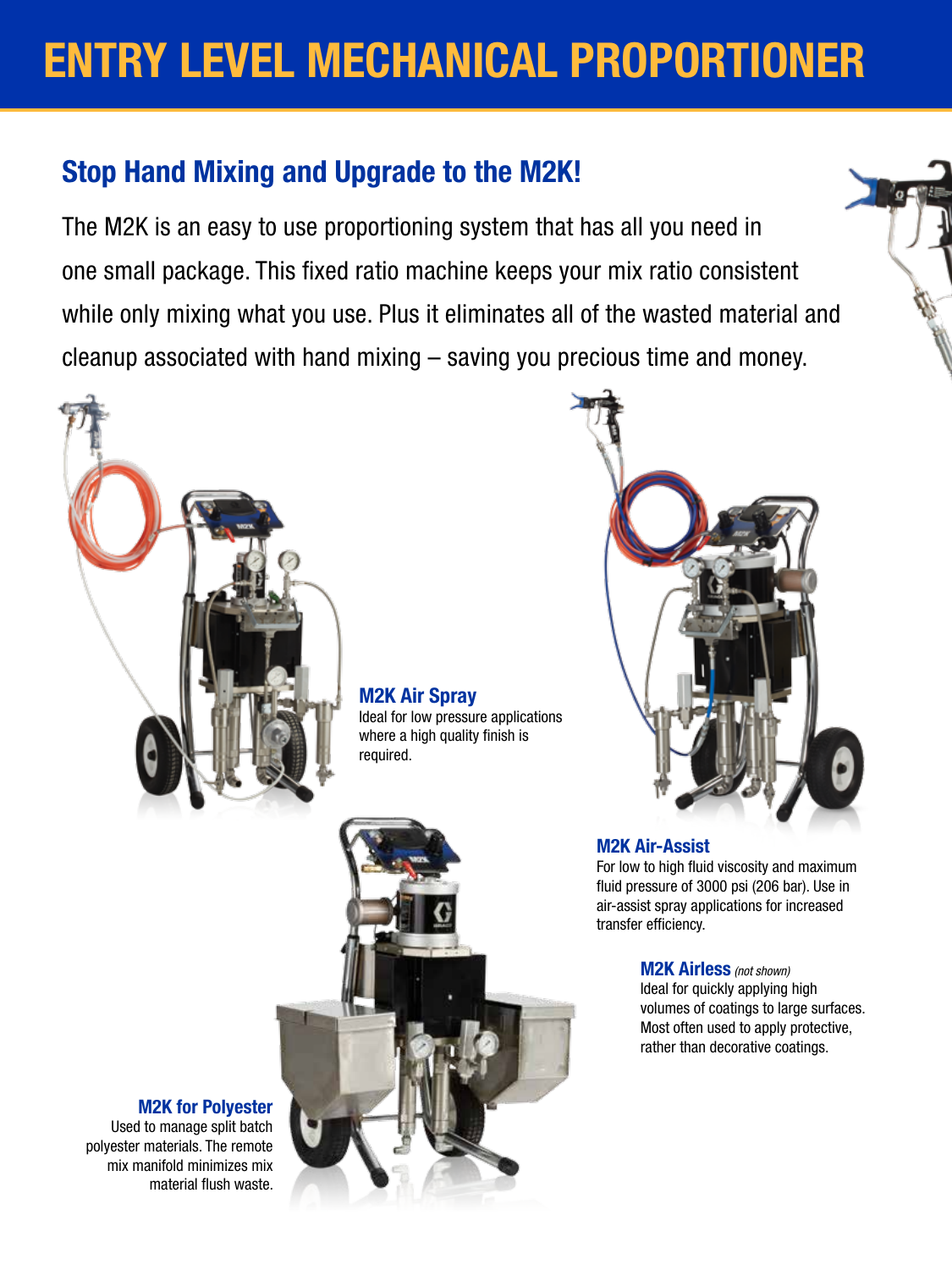# ENTRY LEVEL MECHANICAL PROPORTIONER

## Stop Hand Mixing and Upgrade to the M2K!

The M2K is an easy to use proportioning system that has all you need in one small package. This fixed ratio machine keeps your mix ratio consistent while only mixing what you use. Plus it eliminates all of the wasted material and cleanup associated with hand mixing – saving you precious time and money.

**M2K Air Spray**
Ideal for low pressure applications where a high quality finish is required.

**M2K Air-Assist**
For low to high fluid viscosity and maximum fluid pressure of 3000 psi (206 bar). Use in air-assist spray applications for increased transfer efficiency.

**M2K Airless** *(not shown)*
Ideal for quickly applying high volumes of coatings to large surfaces. Most often used to apply protective, rather than decorative coatings.

**M2K for Polyester**
Used to manage split batch polyester materials. The remote mix manifold minimizes mix material flush waste.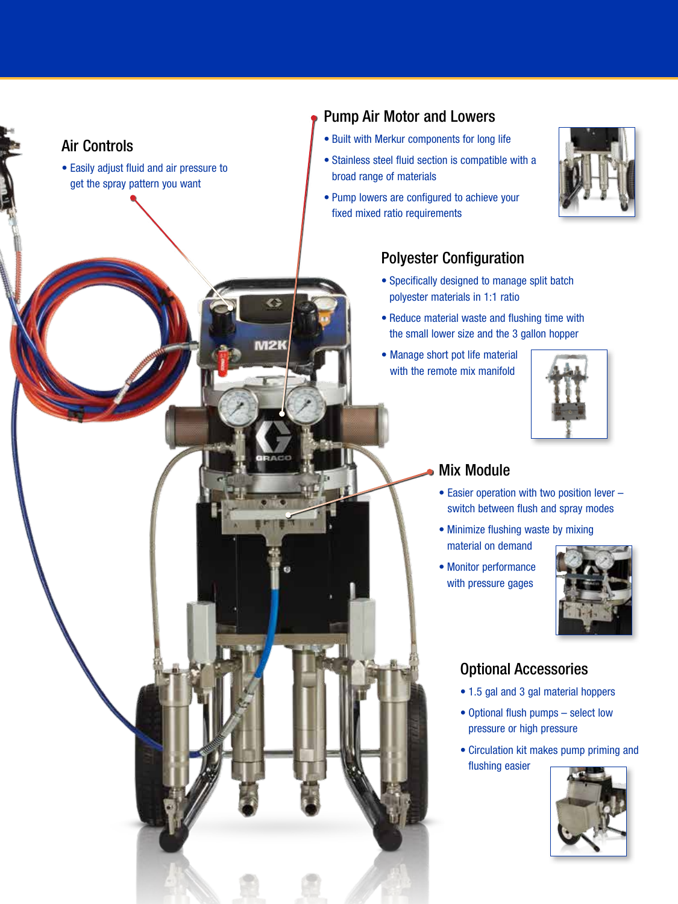## Air Controls

- Easily adjust fluid and air pressure to get the spray pattern you want

## Pump Air Motor and Lowers

- Built with Merkur components for long life
- Stainless steel fluid section is compatible with a broad range of materials
- Pump lowers are configured to achieve your fixed mixed ratio requirements

## Polyester Configuration

- Specifically designed to manage split batch polyester materials in 1:1 ratio
- Reduce material waste and flushing time with the small lower size and the 3 gallon hopper
- Manage short pot life material with the remote mix manifold

## Mix Module

- Easier operation with two position lever – switch between flush and spray modes
- Minimize flushing waste by mixing material on demand
- Monitor performance with pressure gages

## Optional Accessories

- 1.5 gal and 3 gal material hoppers
- Optional flush pumps – select low pressure or high pressure
- Circulation kit makes pump priming and flushing easier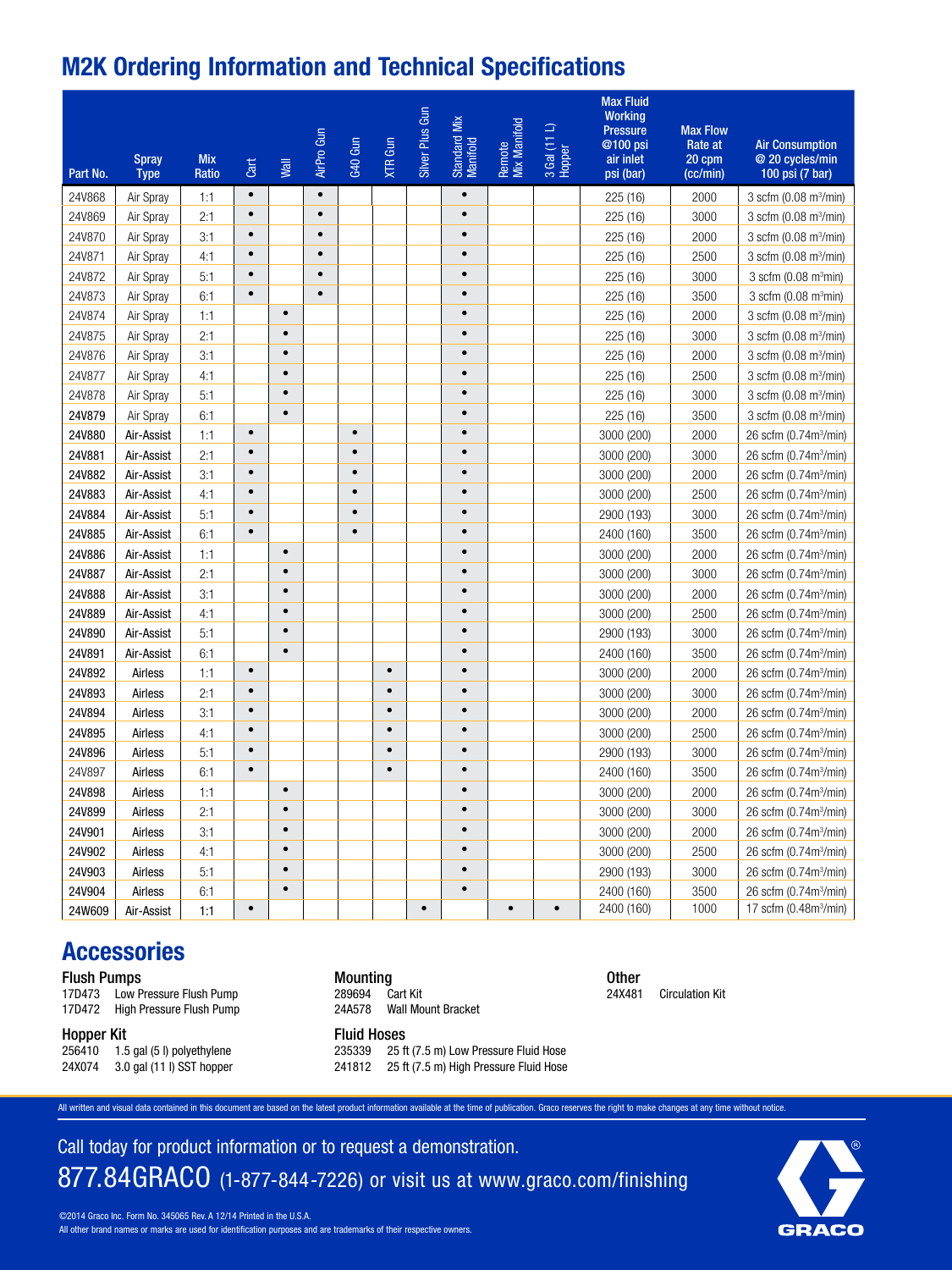# M2K Ordering Information and Technical Specifications

| Part No. | Spray Type | Mix Ratio | Cart | Wall | AirPro Gun | G40 Gun | XTR Gun | Silver Plus Gun | Standard Mix Manifold | Remote Mix Manifold | 3 Gal (11 L) Hopper | Max Fluid Working Pressure @100 psi air inlet psi (bar) | Max Flow Rate at 20 cpm (cc/min) | Air Consumption @ 20 cycles/min 100 psi (7 bar) |
|---|---|---|---|---|---|---|---|---|---|---|---|---|---|---|
| 24V868 | Air Spray | 1:1 | • | | • | | | | • | | | 225 (16) | 2000 | 3 scfm (0.08 m³/min) |
| 24V869 | Air Spray | 2:1 | • | | • | | | | • | | | 225 (16) | 3000 | 3 scfm (0.08 m³/min) |
| 24V870 | Air Spray | 3:1 | • | | • | | | | • | | | 225 (16) | 2000 | 3 scfm (0.08 m³/min) |
| 24V871 | Air Spray | 4:1 | • | | • | | | | • | | | 225 (16) | 2500 | 3 scfm (0.08 m³/min) |
| 24V872 | Air Spray | 5:1 | • | | • | | | | • | | | 225 (16) | 3000 | 3 scfm (0.08 m³min) |
| 24V873 | Air Spray | 6:1 | • | | • | | | | • | | | 225 (16) | 3500 | 3 scfm (0.08 m³min) |
| 24V874 | Air Spray | 1:1 | | • | | | | | • | | | 225 (16) | 2000 | 3 scfm (0.08 m³/min) |
| 24V875 | Air Spray | 2:1 | | • | | | | | • | | | 225 (16) | 3000 | 3 scfm (0.08 m³/min) |
| 24V876 | Air Spray | 3:1 | | • | | | | | • | | | 225 (16) | 2000 | 3 scfm (0.08 m³/min) |
| 24V877 | Air Spray | 4:1 | | • | | | | | • | | | 225 (16) | 2500 | 3 scfm (0.08 m³/min) |
| 24V878 | Air Spray | 5:1 | | • | | | | | • | | | 225 (16) | 3000 | 3 scfm (0.08 m³/min) |
| 24V879 | Air Spray | 6:1 | | • | | | | | • | | | 225 (16) | 3500 | 3 scfm (0.08 m³/min) |
| 24V880 | Air-Assist | 1:1 | • | | | • | | | • | | | 3000 (200) | 2000 | 26 scfm (0.74m³/min) |
| 24V881 | Air-Assist | 2:1 | • | | | • | | | • | | | 3000 (200) | 3000 | 26 scfm (0.74m³/min) |
| 24V882 | Air-Assist | 3:1 | • | | | • | | | • | | | 3000 (200) | 2000 | 26 scfm (0.74m³/min) |
| 24V883 | Air-Assist | 4:1 | • | | | • | | | • | | | 3000 (200) | 2500 | 26 scfm (0.74m³/min) |
| 24V884 | Air-Assist | 5:1 | • | | | • | | | • | | | 2900 (193) | 3000 | 26 scfm (0.74m³/min) |
| 24V885 | Air-Assist | 6:1 | • | | | • | | | • | | | 2400 (160) | 3500 | 26 scfm (0.74m³/min) |
| 24V886 | Air-Assist | 1:1 | | • | | | | | • | | | 3000 (200) | 2000 | 26 scfm (0.74m³/min) |
| 24V887 | Air-Assist | 2:1 | | • | | | | | • | | | 3000 (200) | 3000 | 26 scfm (0.74m³/min) |
| 24V888 | Air-Assist | 3:1 | | • | | | | | • | | | 3000 (200) | 2000 | 26 scfm (0.74m³/min) |
| 24V889 | Air-Assist | 4:1 | | • | | | | | • | | | 3000 (200) | 2500 | 26 scfm (0.74m³/min) |
| 24V890 | Air-Assist | 5:1 | | • | | | | | • | | | 2900 (193) | 3000 | 26 scfm (0.74m³/min) |
| 24V891 | Air-Assist | 6:1 | | • | | | | | • | | | 2400 (160) | 3500 | 26 scfm (0.74m³/min) |
| 24V892 | Airless | 1:1 | • | | | | • | | • | | | 3000 (200) | 2000 | 26 scfm (0.74m³/min) |
| 24V893 | Airless | 2:1 | • | | | | • | | • | | | 3000 (200) | 3000 | 26 scfm (0.74m³/min) |
| 24V894 | Airless | 3:1 | • | | | | • | | • | | | 3000 (200) | 2000 | 26 scfm (0.74m³/min) |
| 24V895 | Airless | 4:1 | • | | | | • | | • | | | 3000 (200) | 2500 | 26 scfm (0.74m³/min) |
| 24V896 | Airless | 5:1 | • | | | | • | | • | | | 2900 (193) | 3000 | 26 scfm (0.74m³/min) |
| 24V897 | Airless | 6:1 | • | | | | • | | • | | | 2400 (160) | 3500 | 26 scfm (0.74m³/min) |
| 24V898 | Airless | 1:1 | | • | | | | | • | | | 3000 (200) | 2000 | 26 scfm (0.74m³/min) |
| 24V899 | Airless | 2:1 | | • | | | | | • | | | 3000 (200) | 3000 | 26 scfm (0.74m³/min) |
| 24V901 | Airless | 3:1 | | • | | | | | • | | | 3000 (200) | 2000 | 26 scfm (0.74m³/min) |
| 24V902 | Airless | 4:1 | | • | | | | | • | | | 3000 (200) | 2500 | 26 scfm (0.74m³/min) |
| 24V903 | Airless | 5:1 | | • | | | | | • | | | 2900 (193) | 3000 | 26 scfm (0.74m³/min) |
| 24V904 | Airless | 6:1 | | • | | | | | • | | | 2400 (160) | 3500 | 26 scfm (0.74m³/min) |
| 24W609 | Air-Assist | 1:1 | • | | | | | • | | • | • | 2400 (160) | 1000 | 17 scfm (0.48m³/min) |

## Accessories

### Flush Pumps
17D473 Low Pressure Flush Pump
17D472 High Pressure Flush Pump

### Hopper Kit
256410 1.5 gal (5 l) polyethylene
24X074 3.0 gal (11 l) SST hopper

### Mounting
289694 Cart Kit
24A578 Wall Mount Bracket

### Fluid Hoses
235339 25 ft (7.5 m) Low Pressure Fluid Hose
241812 25 ft (7.5 m) High Pressure Fluid Hose

### Other
24X481 Circulation Kit

All written and visual data contained in this document are based on the latest product information available at the time of publication. Graco reserves the right to make changes at any time without notice.

Call today for product information or to request a demonstration.

877.84GRACO (1-877-844-7226) or visit us at www.graco.com/finishing

©2014 Graco Inc. Form No. 345065 Rev. A 12/14 Printed in the U.S.A.
All other brand names or marks are used for identification purposes and are trademarks of their respective owners.

GRACO